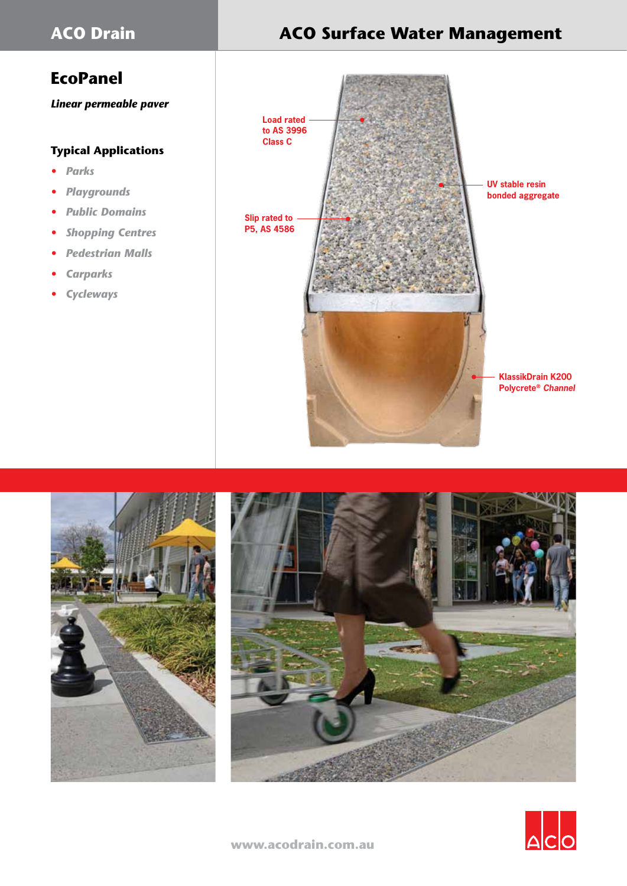# ACO Drain

# ACO Surface Water Management

## EcoPanel

***Linear permeable paver***

### Typical Applications

- *Parks*
- *Playgrounds*
- *Public Domains*
- *Shopping Centres*
- *Pedestrian Malls*
- *Carparks*
- *Cycleways*

Load rated to AS 3996 Class C

UV stable resin bonded aggregate

Slip rated to P5, AS 4586

KlassikDrain K200 Polycrete® *Channel*

www.acodrain.com.au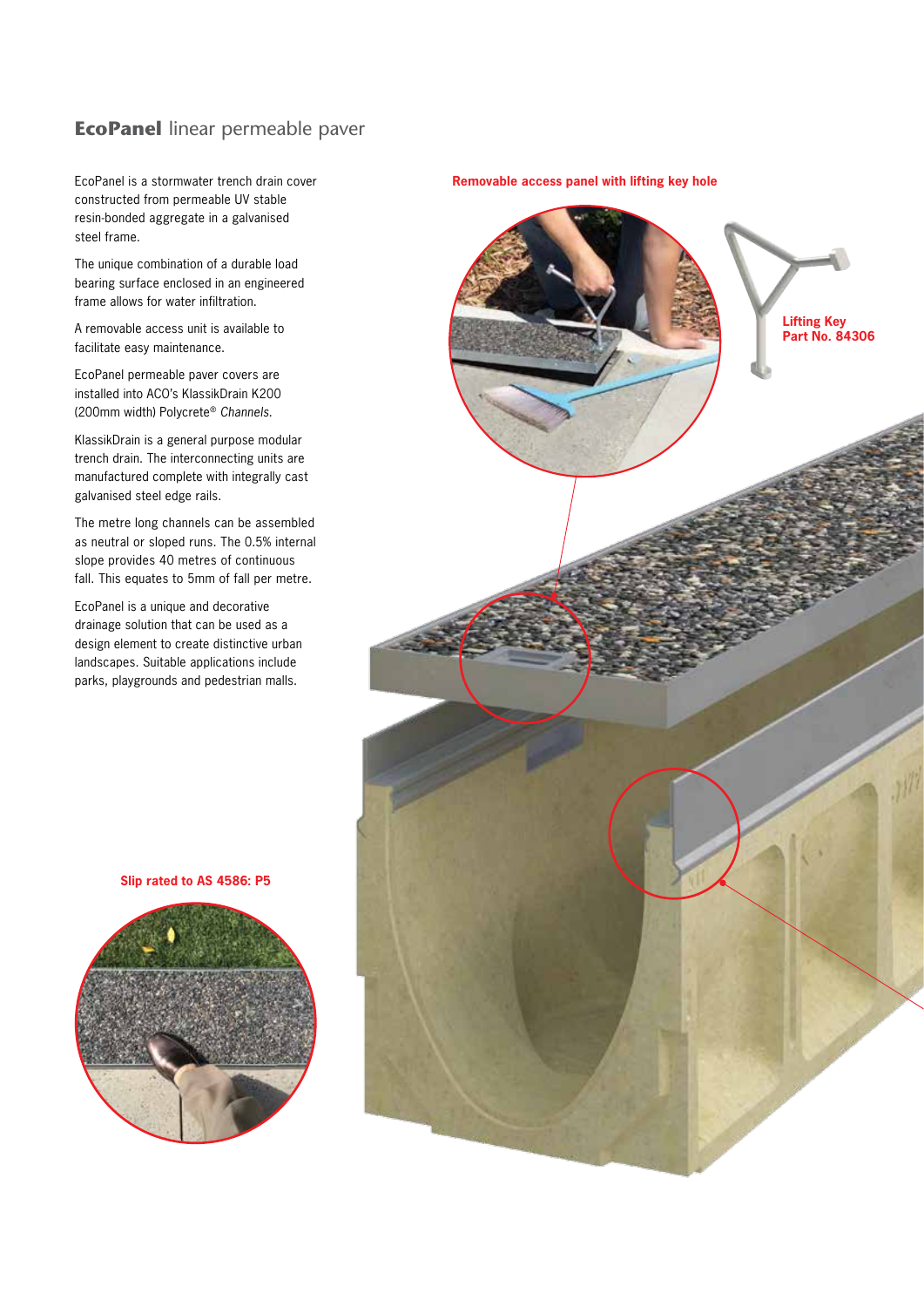## **EcoPanel** linear permeable paver

EcoPanel is a stormwater trench drain cover constructed from permeable UV stable resin-bonded aggregate in a galvanised steel frame.

The unique combination of a durable load bearing surface enclosed in an engineered frame allows for water infiltration.

A removable access unit is available to facilitate easy maintenance.

EcoPanel permeable paver covers are installed into ACO's KlassikDrain K200 (200mm width) Polycrete® *Channels.*

KlassikDrain is a general purpose modular trench drain. The interconnecting units are manufactured complete with integrally cast galvanised steel edge rails.

The metre long channels can be assembled as neutral or sloped runs. The 0.5% internal slope provides 40 metres of continuous fall. This equates to 5mm of fall per metre.

EcoPanel is a unique and decorative drainage solution that can be used as a design element to create distinctive urban landscapes. Suitable applications include parks, playgrounds and pedestrian malls.

**Removable access panel with lifting key hole**

**Lifting Key Part No. 84306**

**Slip rated to AS 4586: P5**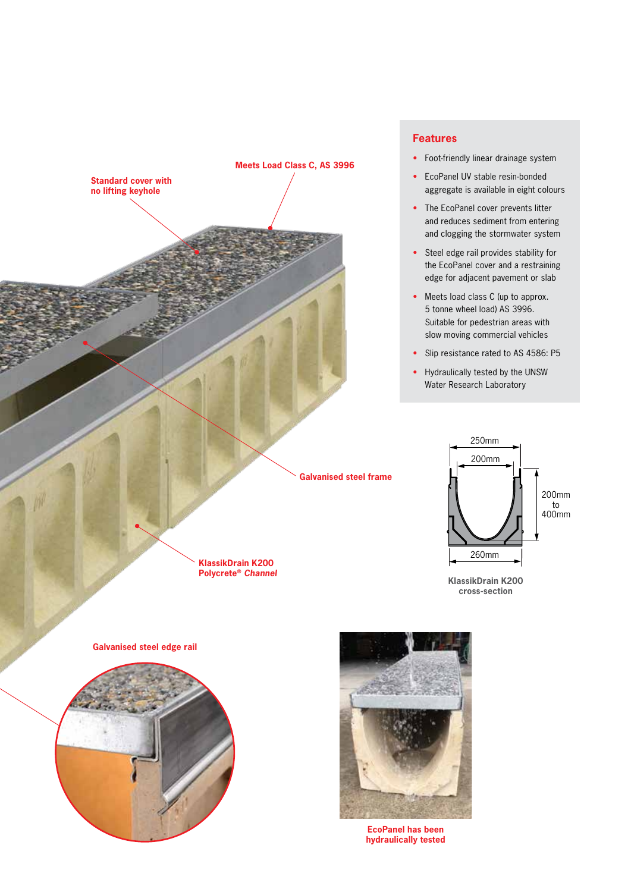Standard cover with no lifting keyhole

Meets Load Class C, AS 3996

Galvanised steel frame

KlassikDrain K200 Polycrete® *Channel*

Galvanised steel edge rail

## Features

- Foot-friendly linear drainage system
- EcoPanel UV stable resin-bonded aggregate is available in eight colours
- The EcoPanel cover prevents litter and reduces sediment from entering and clogging the stormwater system
- Steel edge rail provides stability for the EcoPanel cover and a restraining edge for adjacent pavement or slab
- Meets load class C (up to approx. 5 tonne wheel load) AS 3996. Suitable for pedestrian areas with slow moving commercial vehicles
- Slip resistance rated to AS 4586: P5
- Hydraulically tested by the UNSW Water Research Laboratory

250mm

200mm

200mm to 400mm

260mm

**KlassikDrain K200 cross-section**

EcoPanel has been hydraulically tested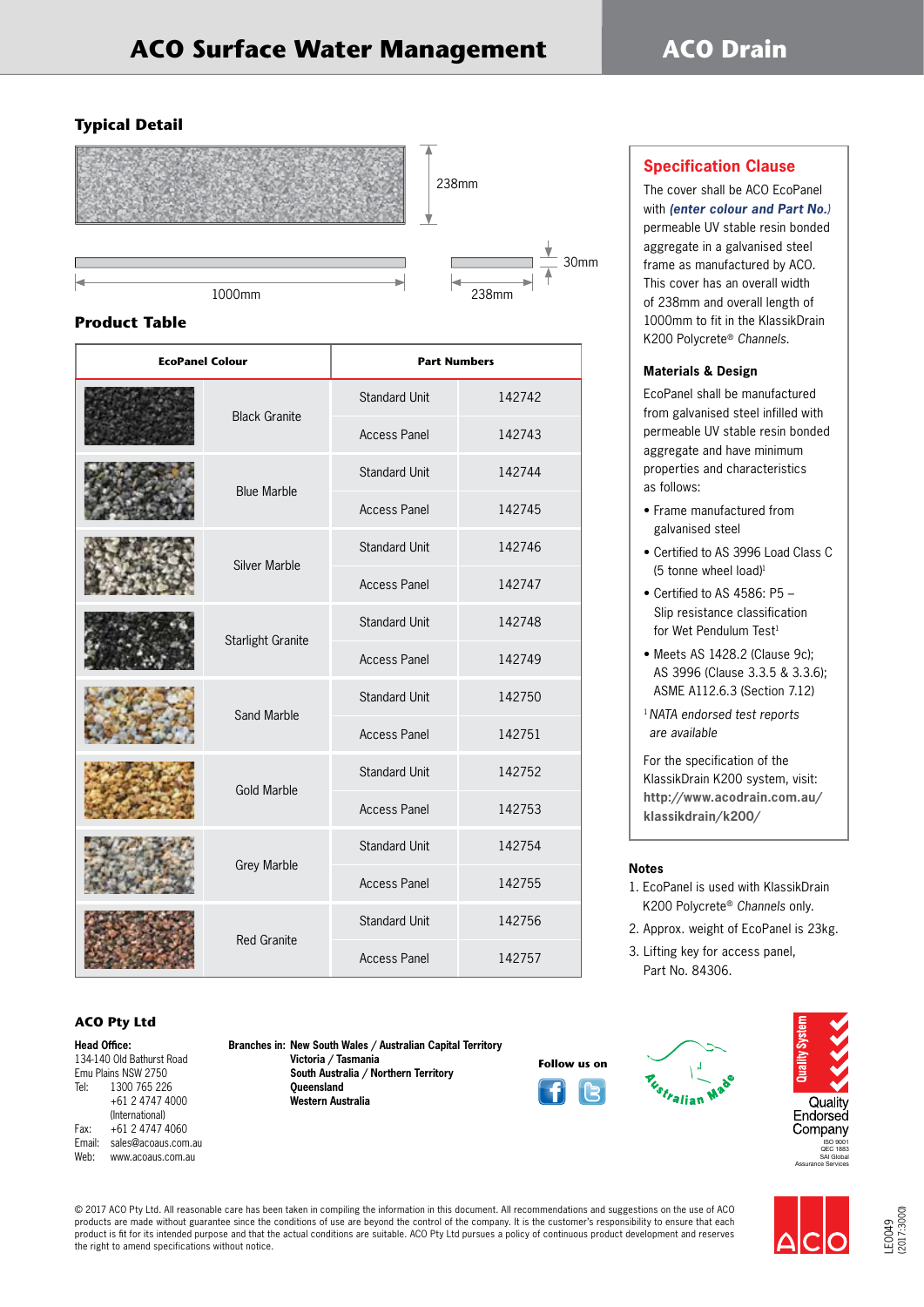# ACO Surface Water Management

## ACO Drain

### Typical Detail

238mm

1000mm

238mm

30mm

### Product Table

| EcoPanel Colour | | Part Numbers | |
|---|---|---|---|
| | Black Granite | Standard Unit | 142742 |
| | | Access Panel | 142743 |
| | Blue Marble | Standard Unit | 142744 |
| | | Access Panel | 142745 |
| | Silver Marble | Standard Unit | 142746 |
| | | Access Panel | 142747 |
| | Starlight Granite | Standard Unit | 142748 |
| | | Access Panel | 142749 |
| | Sand Marble | Standard Unit | 142750 |
| | | Access Panel | 142751 |
| | Gold Marble | Standard Unit | 142752 |
| | | Access Panel | 142753 |
| | Grey Marble | Standard Unit | 142754 |
| | | Access Panel | 142755 |
| | Red Granite | Standard Unit | 142756 |
| | | Access Panel | 142757 |

### Specification Clause

The cover shall be ACO EcoPanel with ***(enter colour and Part No.)*** permeable UV stable resin bonded aggregate in a galvanised steel frame as manufactured by ACO. This cover has an overall width of 238mm and overall length of 1000mm to fit in the KlassikDrain K200 Polycrete® *Channels.*

**Materials & Design**

EcoPanel shall be manufactured from galvanised steel infilled with permeable UV stable resin bonded aggregate and have minimum properties and characteristics as follows:

- Frame manufactured from galvanised steel
- Certified to AS 3996 Load Class C (5 tonne wheel load)[1]
- Certified to AS 4586: P5 – Slip resistance classification for Wet Pendulum Test[1]
- Meets AS 1428.2 (Clause 9c); AS 3996 (Clause 3.3.5 & 3.3.6); ASME A112.6.3 (Section 7.12)

[1] *NATA endorsed test reports are available*

For the specification of the KlassikDrain K200 system, visit: **http://www.acodrain.com.au/klassikdrain/k200/**

### Notes

1. EcoPanel is used with KlassikDrain K200 Polycrete® *Channels* only.
2. Approx. weight of EcoPanel is 23kg.
3. Lifting key for access panel, Part No. 84306.

### ACO Pty Ltd

**Head Office:**
134-140 Old Bathurst Road
Emu Plains NSW 2750
Tel: 1300 765 226
+61 2 4747 4000
(International)
Fax: +61 2 4747 4060
Email: sales@acoaus.com.au
Web: www.acoaus.com.au

**Branches in: New South Wales / Australian Capital Territory**
**Victoria / Tasmania**
**South Australia / Northern Territory**
**Queensland**
**Western Australia**

**Follow us on**

Australian Made

Quality System
Quality Endorsed Company
ISO 9001
QEC 1883
SAI Global
Assurance Services

© 2017 ACO Pty Ltd. All reasonable care has been taken in compiling the information in this document. All recommendations and suggestions on the use of ACO products are made without guarantee since the conditions of use are beyond the control of the company. It is the customer's responsibility to ensure that each product is fit for its intended purpose and that the actual conditions are suitable. ACO Pty Ltd pursues a policy of continuous product development and reserves the right to amend specifications without notice.

ACO

LE0049
(2017:3000)